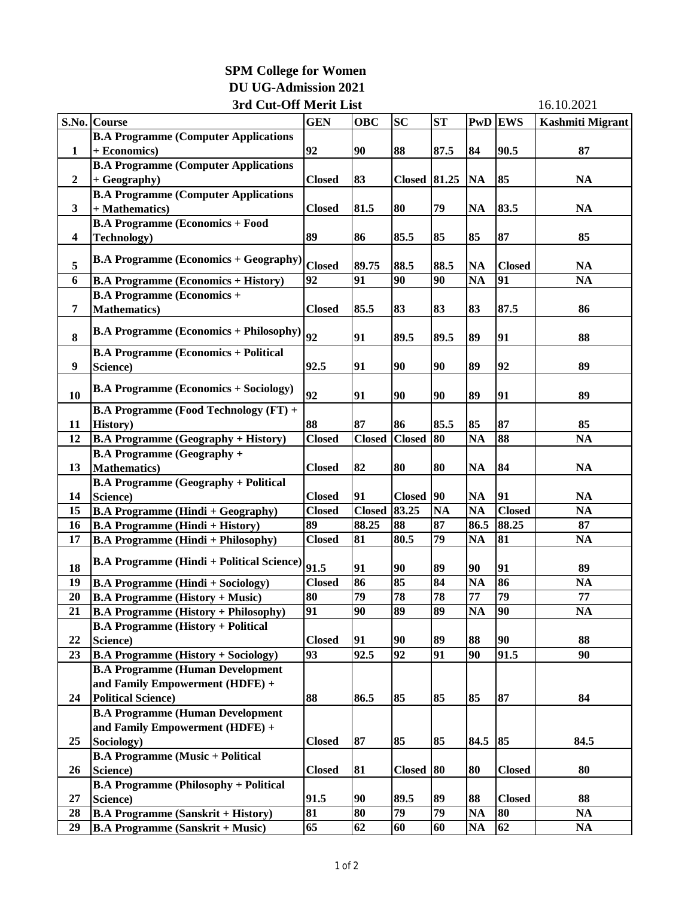# SPM College for Women

## DU UG-Admission 2021

### 3rd Cut-Off Merit List

16.10.2021

| S.No. | Course | GEN | OBC | SC | ST | PwD | EWS | Kashmiti Migrant |
|---|---|---|---|---|---|---|---|---|
| 1 | B.A Programme (Computer Applications + Economics) | 92 | 90 | 88 | 87.5 | 84 | 90.5 | 87 |
| 2 | B.A Programme (Computer Applications + Geography) | Closed | 83 | Closed | 81.25 | NA | 85 | NA |
| 3 | B.A Programme (Computer Applications + Mathematics) | Closed | 81.5 | 80 | 79 | NA | 83.5 | NA |
| 4 | B.A Programme (Economics + Food Technology) | 89 | 86 | 85.5 | 85 | 85 | 87 | 85 |
| 5 | B.A Programme (Economics + Geography) | Closed | 89.75 | 88.5 | 88.5 | NA | Closed | NA |
| 6 | B.A Programme (Economics + History) | 92 | 91 | 90 | 90 | NA | 91 | NA |
| 7 | B.A Programme (Economics + Mathematics) | Closed | 85.5 | 83 | 83 | 83 | 87.5 | 86 |
| 8 | B.A Programme (Economics + Philosophy) | 92 | 91 | 89.5 | 89.5 | 89 | 91 | 88 |
| 9 | B.A Programme (Economics + Political Science) | 92.5 | 91 | 90 | 90 | 89 | 92 | 89 |
| 10 | B.A Programme (Economics + Sociology) | 92 | 91 | 90 | 90 | 89 | 91 | 89 |
| 11 | B.A Programme (Food Technology (FT) + History) | 88 | 87 | 86 | 85.5 | 85 | 87 | 85 |
| 12 | B.A Programme (Geography + History) | Closed | Closed | Closed | 80 | NA | 88 | NA |
| 13 | B.A Programme (Geography + Mathematics) | Closed | 82 | 80 | 80 | NA | 84 | NA |
| 14 | B.A Programme (Geography + Political Science) | Closed | 91 | Closed | 90 | NA | 91 | NA |
| 15 | B.A Programme (Hindi + Geography) | Closed | Closed | 83.25 | NA | NA | Closed | NA |
| 16 | B.A Programme (Hindi + History) | 89 | 88.25 | 88 | 87 | 86.5 | 88.25 | 87 |
| 17 | B.A Programme (Hindi + Philosophy) | Closed | 81 | 80.5 | 79 | NA | 81 | NA |
| 18 | B.A Programme (Hindi + Political Science) | 91.5 | 91 | 90 | 89 | 90 | 91 | 89 |
| 19 | B.A Programme (Hindi + Sociology) | Closed | 86 | 85 | 84 | NA | 86 | NA |
| 20 | B.A Programme (History + Music) | 80 | 79 | 78 | 78 | 77 | 79 | 77 |
| 21 | B.A Programme (History + Philosophy) | 91 | 90 | 89 | 89 | NA | 90 | NA |
| 22 | B.A Programme (History + Political Science) | Closed | 91 | 90 | 89 | 88 | 90 | 88 |
| 23 | B.A Programme (History + Sociology) | 93 | 92.5 | 92 | 91 | 90 | 91.5 | 90 |
| 24 | B.A Programme (Human Development and Family Empowerment (HDFE) + Political Science) | 88 | 86.5 | 85 | 85 | 85 | 87 | 84 |
| 25 | B.A Programme (Human Development and Family Empowerment (HDFE) + Sociology) | Closed | 87 | 85 | 85 | 84.5 | 85 | 84.5 |
| 26 | B.A Programme (Music + Political Science) | Closed | 81 | Closed | 80 | 80 | Closed | 80 |
| 27 | B.A Programme (Philosophy + Political Science) | 91.5 | 90 | 89.5 | 89 | 88 | Closed | 88 |
| 28 | B.A Programme (Sanskrit + History) | 81 | 80 | 79 | 79 | NA | 80 | NA |
| 29 | B.A Programme (Sanskrit + Music) | 65 | 62 | 60 | 60 | NA | 62 | NA |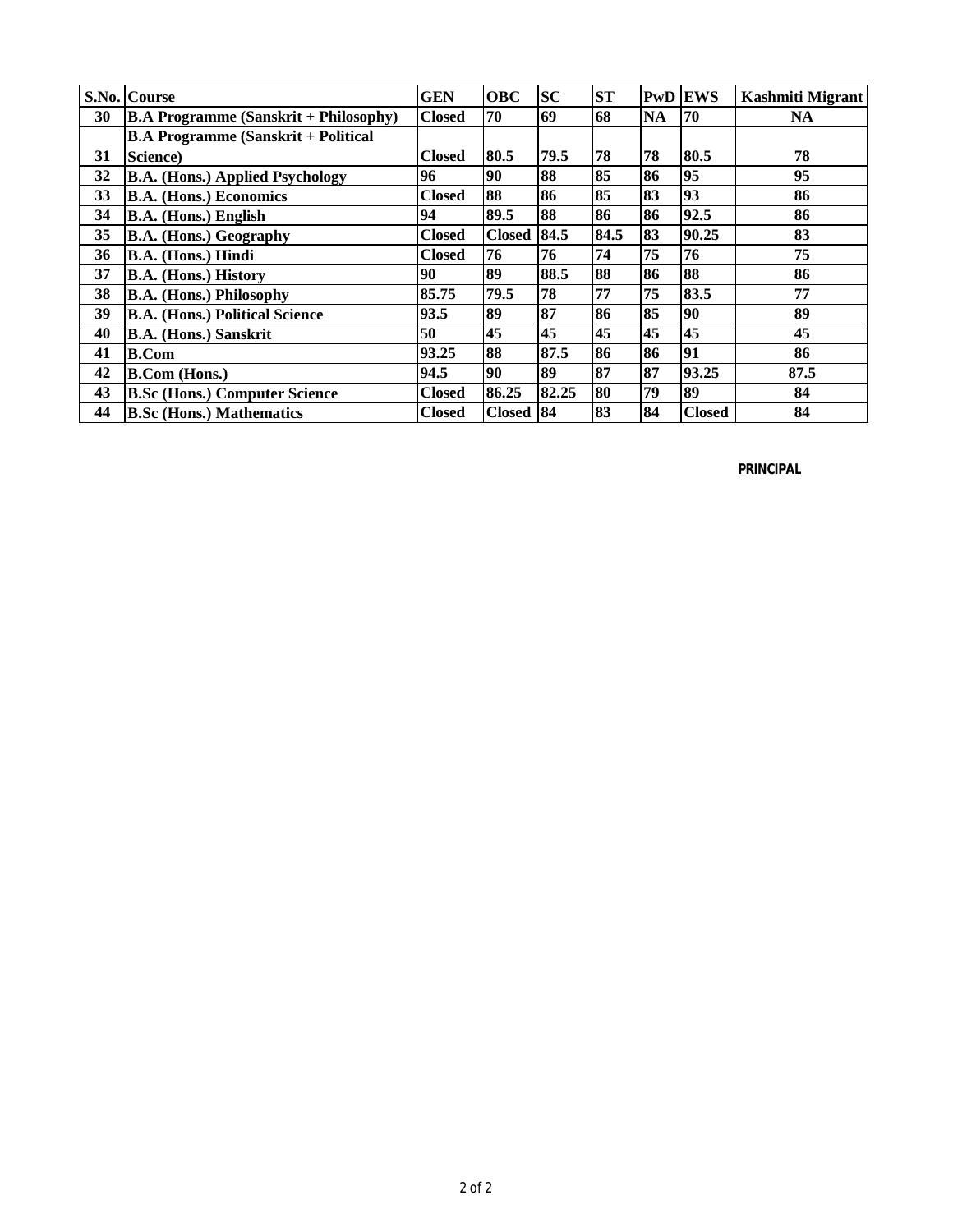| S.No. | Course | GEN | OBC | SC | ST | PwD | EWS | Kashmiti Migrant |
|---|---|---|---|---|---|---|---|---|
| 30 | B.A Programme (Sanskrit + Philosophy) | Closed | 70 | 69 | 68 | NA | 70 | NA |
| 31 | B.A Programme (Sanskrit + Political Science) | Closed | 80.5 | 79.5 | 78 | 78 | 80.5 | 78 |
| 32 | B.A. (Hons.) Applied Psychology | 96 | 90 | 88 | 85 | 86 | 95 | 95 |
| 33 | B.A. (Hons.) Economics | Closed | 88 | 86 | 85 | 83 | 93 | 86 |
| 34 | B.A. (Hons.) English | 94 | 89.5 | 88 | 86 | 86 | 92.5 | 86 |
| 35 | B.A. (Hons.) Geography | Closed | Closed | 84.5 | 84.5 | 83 | 90.25 | 83 |
| 36 | B.A. (Hons.) Hindi | Closed | 76 | 76 | 74 | 75 | 76 | 75 |
| 37 | B.A. (Hons.) History | 90 | 89 | 88.5 | 88 | 86 | 88 | 86 |
| 38 | B.A. (Hons.) Philosophy | 85.75 | 79.5 | 78 | 77 | 75 | 83.5 | 77 |
| 39 | B.A. (Hons.) Political Science | 93.5 | 89 | 87 | 86 | 85 | 90 | 89 |
| 40 | B.A. (Hons.) Sanskrit | 50 | 45 | 45 | 45 | 45 | 45 | 45 |
| 41 | B.Com | 93.25 | 88 | 87.5 | 86 | 86 | 91 | 86 |
| 42 | B.Com (Hons.) | 94.5 | 90 | 89 | 87 | 87 | 93.25 | 87.5 |
| 43 | B.Sc (Hons.) Computer Science | Closed | 86.25 | 82.25 | 80 | 79 | 89 | 84 |
| 44 | B.Sc (Hons.) Mathematics | Closed | Closed | 84 | 83 | 84 | Closed | 84 |

**PRINCIPAL**